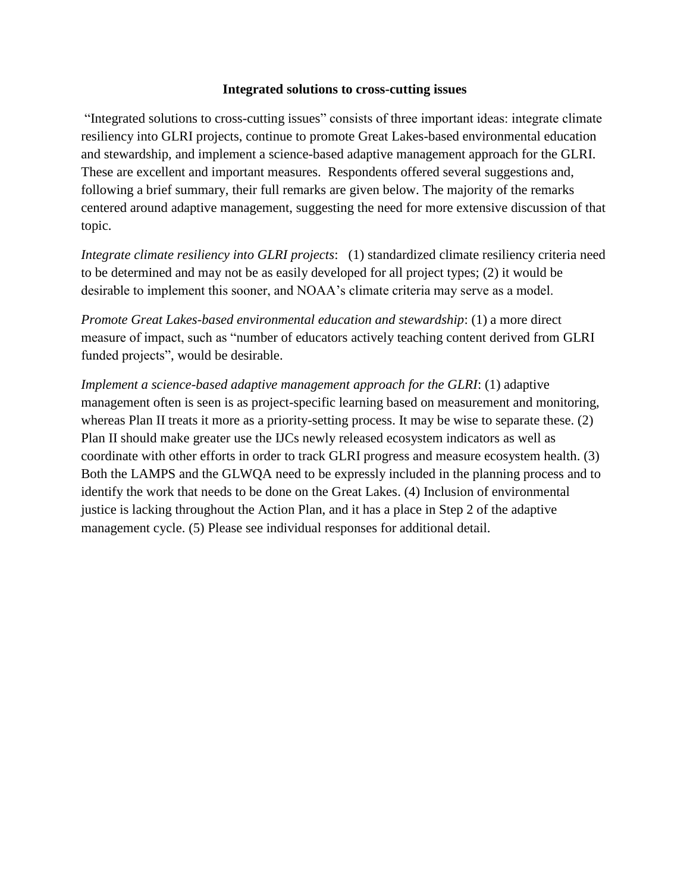**Integrated solutions to cross-cutting issues**

"Integrated solutions to cross-cutting issues" consists of three important ideas: integrate climate resiliency into GLRI projects, continue to promote Great Lakes-based environmental education and stewardship, and implement a science-based adaptive management approach for the GLRI. These are excellent and important measures. Respondents offered several suggestions and, following a brief summary, their full remarks are given below. The majority of the remarks centered around adaptive management, suggesting the need for more extensive discussion of that topic.

*Integrate climate resiliency into GLRI projects*: (1) standardized climate resiliency criteria need to be determined and may not be as easily developed for all project types; (2) it would be desirable to implement this sooner, and NOAA's climate criteria may serve as a model.

*Promote Great Lakes-based environmental education and stewardship*: (1) a more direct measure of impact, such as "number of educators actively teaching content derived from GLRI funded projects", would be desirable.

*Implement a science-based adaptive management approach for the GLRI*: (1) adaptive management often is seen is as project-specific learning based on measurement and monitoring, whereas Plan II treats it more as a priority-setting process. It may be wise to separate these. (2) Plan II should make greater use the IJCs newly released ecosystem indicators as well as coordinate with other efforts in order to track GLRI progress and measure ecosystem health. (3) Both the LAMPS and the GLWQA need to be expressly included in the planning process and to identify the work that needs to be done on the Great Lakes. (4) Inclusion of environmental justice is lacking throughout the Action Plan, and it has a place in Step 2 of the adaptive management cycle. (5) Please see individual responses for additional detail.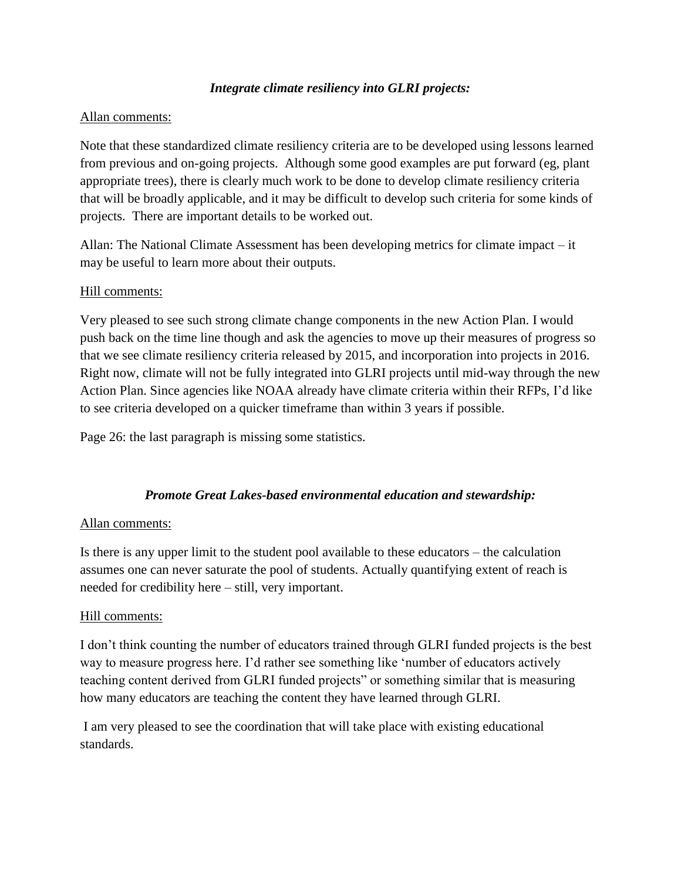### *Integrate climate resiliency into GLRI projects:*

<u>Allan comments:</u>

Note that these standardized climate resiliency criteria are to be developed using lessons learned from previous and on-going projects. Although some good examples are put forward (eg, plant appropriate trees), there is clearly much work to be done to develop climate resiliency criteria that will be broadly applicable, and it may be difficult to develop such criteria for some kinds of projects. There are important details to be worked out.

Allan: The National Climate Assessment has been developing metrics for climate impact – it may be useful to learn more about their outputs.

<u>Hill comments:</u>

Very pleased to see such strong climate change components in the new Action Plan. I would push back on the time line though and ask the agencies to move up their measures of progress so that we see climate resiliency criteria released by 2015, and incorporation into projects in 2016. Right now, climate will not be fully integrated into GLRI projects until mid-way through the new Action Plan. Since agencies like NOAA already have climate criteria within their RFPs, I'd like to see criteria developed on a quicker timeframe than within 3 years if possible.

Page 26: the last paragraph is missing some statistics.

### *Promote Great Lakes-based environmental education and stewardship:*

<u>Allan comments:</u>

Is there is any upper limit to the student pool available to these educators – the calculation assumes one can never saturate the pool of students. Actually quantifying extent of reach is needed for credibility here – still, very important.

<u>Hill comments:</u>

I don't think counting the number of educators trained through GLRI funded projects is the best way to measure progress here. I'd rather see something like 'number of educators actively teaching content derived from GLRI funded projects" or something similar that is measuring how many educators are teaching the content they have learned through GLRI.

I am very pleased to see the coordination that will take place with existing educational standards.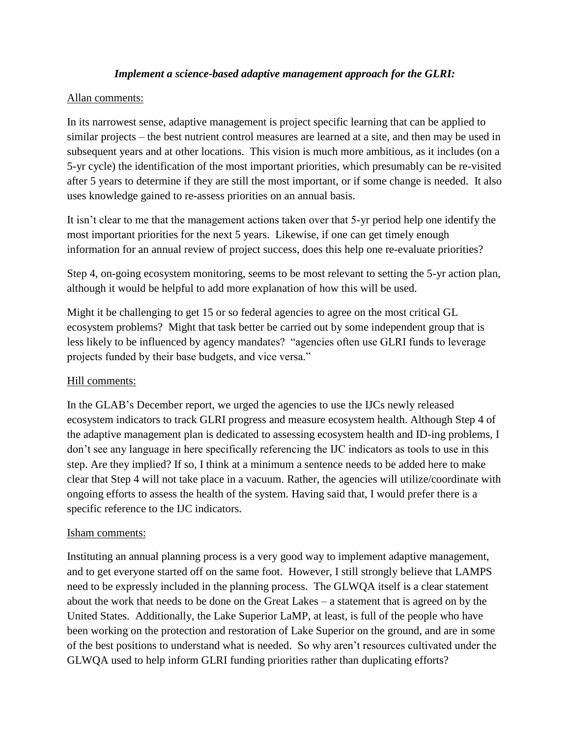***Implement a science-based adaptive management approach for the GLRI:***

Allan comments:

In its narrowest sense, adaptive management is project specific learning that can be applied to similar projects – the best nutrient control measures are learned at a site, and then may be used in subsequent years and at other locations. This vision is much more ambitious, as it includes (on a 5-yr cycle) the identification of the most important priorities, which presumably can be re-visited after 5 years to determine if they are still the most important, or if some change is needed. It also uses knowledge gained to re-assess priorities on an annual basis.

It isn't clear to me that the management actions taken over that 5-yr period help one identify the most important priorities for the next 5 years. Likewise, if one can get timely enough information for an annual review of project success, does this help one re-evaluate priorities?

Step 4, on-going ecosystem monitoring, seems to be most relevant to setting the 5-yr action plan, although it would be helpful to add more explanation of how this will be used.

Might it be challenging to get 15 or so federal agencies to agree on the most critical GL ecosystem problems? Might that task better be carried out by some independent group that is less likely to be influenced by agency mandates? "agencies often use GLRI funds to leverage projects funded by their base budgets, and vice versa."

Hill comments:

In the GLAB's December report, we urged the agencies to use the IJCs newly released ecosystem indicators to track GLRI progress and measure ecosystem health. Although Step 4 of the adaptive management plan is dedicated to assessing ecosystem health and ID-ing problems, I don't see any language in here specifically referencing the IJC indicators as tools to use in this step. Are they implied? If so, I think at a minimum a sentence needs to be added here to make clear that Step 4 will not take place in a vacuum. Rather, the agencies will utilize/coordinate with ongoing efforts to assess the health of the system. Having said that, I would prefer there is a specific reference to the IJC indicators.

Isham comments:

Instituting an annual planning process is a very good way to implement adaptive management, and to get everyone started off on the same foot. However, I still strongly believe that LAMPS need to be expressly included in the planning process. The GLWQA itself is a clear statement about the work that needs to be done on the Great Lakes – a statement that is agreed on by the United States. Additionally, the Lake Superior LaMP, at least, is full of the people who have been working on the protection and restoration of Lake Superior on the ground, and are in some of the best positions to understand what is needed. So why aren't resources cultivated under the GLWQA used to help inform GLRI funding priorities rather than duplicating efforts?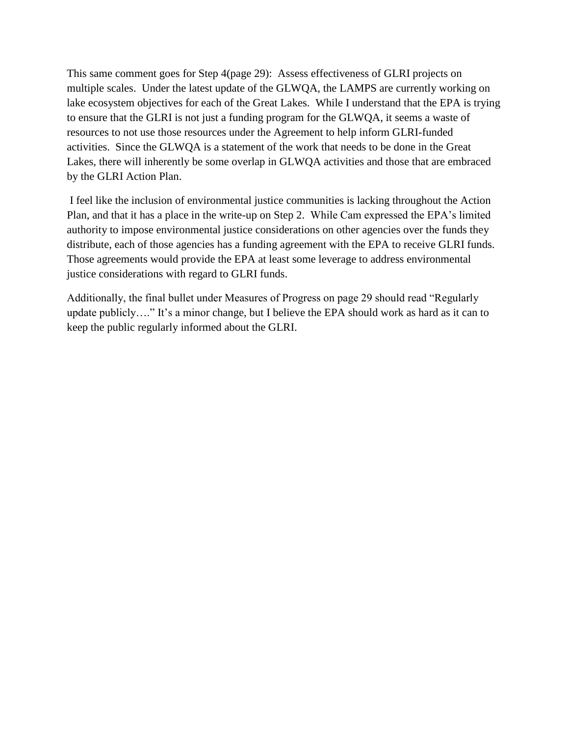This same comment goes for Step 4(page 29): Assess effectiveness of GLRI projects on multiple scales. Under the latest update of the GLWQA, the LAMPS are currently working on lake ecosystem objectives for each of the Great Lakes. While I understand that the EPA is trying to ensure that the GLRI is not just a funding program for the GLWQA, it seems a waste of resources to not use those resources under the Agreement to help inform GLRI-funded activities. Since the GLWQA is a statement of the work that needs to be done in the Great Lakes, there will inherently be some overlap in GLWQA activities and those that are embraced by the GLRI Action Plan.

I feel like the inclusion of environmental justice communities is lacking throughout the Action Plan, and that it has a place in the write-up on Step 2. While Cam expressed the EPA's limited authority to impose environmental justice considerations on other agencies over the funds they distribute, each of those agencies has a funding agreement with the EPA to receive GLRI funds. Those agreements would provide the EPA at least some leverage to address environmental justice considerations with regard to GLRI funds.

Additionally, the final bullet under Measures of Progress on page 29 should read "Regularly update publicly…." It's a minor change, but I believe the EPA should work as hard as it can to keep the public regularly informed about the GLRI.